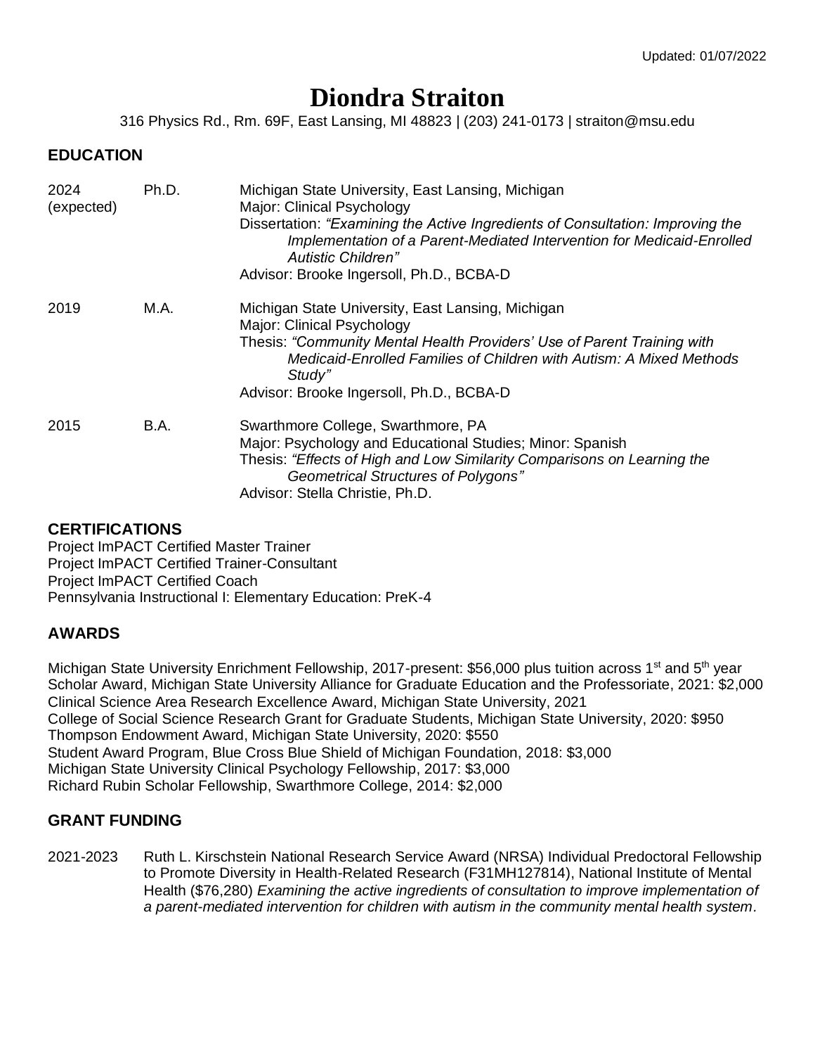Updated: 01/07/2022

# Diondra Straiton

316 Physics Rd., Rm. 69F, East Lansing, MI 48823 | (203) 241-0173 | straiton@msu.edu

## EDUCATION

2024 (expected) — Ph.D.
Michigan State University, East Lansing, Michigan
Major: Clinical Psychology
Dissertation: *"Examining the Active Ingredients of Consultation: Improving the Implementation of a Parent-Mediated Intervention for Medicaid-Enrolled Autistic Children"*
Advisor: Brooke Ingersoll, Ph.D., BCBA-D

2019 — M.A.
Michigan State University, East Lansing, Michigan
Major: Clinical Psychology
Thesis: *"Community Mental Health Providers' Use of Parent Training with Medicaid-Enrolled Families of Children with Autism: A Mixed Methods Study"*
Advisor: Brooke Ingersoll, Ph.D., BCBA-D

2015 — B.A.
Swarthmore College, Swarthmore, PA
Major: Psychology and Educational Studies; Minor: Spanish
Thesis: *"Effects of High and Low Similarity Comparisons on Learning the Geometrical Structures of Polygons"*
Advisor: Stella Christie, Ph.D.

## CERTIFICATIONS

Project ImPACT Certified Master Trainer
Project ImPACT Certified Trainer-Consultant
Project ImPACT Certified Coach
Pennsylvania Instructional I: Elementary Education: PreK-4

## AWARDS

Michigan State University Enrichment Fellowship, 2017-present: $56,000 plus tuition across 1st and 5th year
Scholar Award, Michigan State University Alliance for Graduate Education and the Professoriate, 2021: $2,000
Clinical Science Area Research Excellence Award, Michigan State University, 2021
College of Social Science Research Grant for Graduate Students, Michigan State University, 2020: $950
Thompson Endowment Award, Michigan State University, 2020: $550
Student Award Program, Blue Cross Blue Shield of Michigan Foundation, 2018: $3,000
Michigan State University Clinical Psychology Fellowship, 2017: $3,000
Richard Rubin Scholar Fellowship, Swarthmore College, 2014: $2,000

## GRANT FUNDING

2021-2023 — Ruth L. Kirschstein National Research Service Award (NRSA) Individual Predoctoral Fellowship to Promote Diversity in Health-Related Research (F31MH127814), National Institute of Mental Health ($76,280) *Examining the active ingredients of consultation to improve implementation of a parent-mediated intervention for children with autism in the community mental health system.*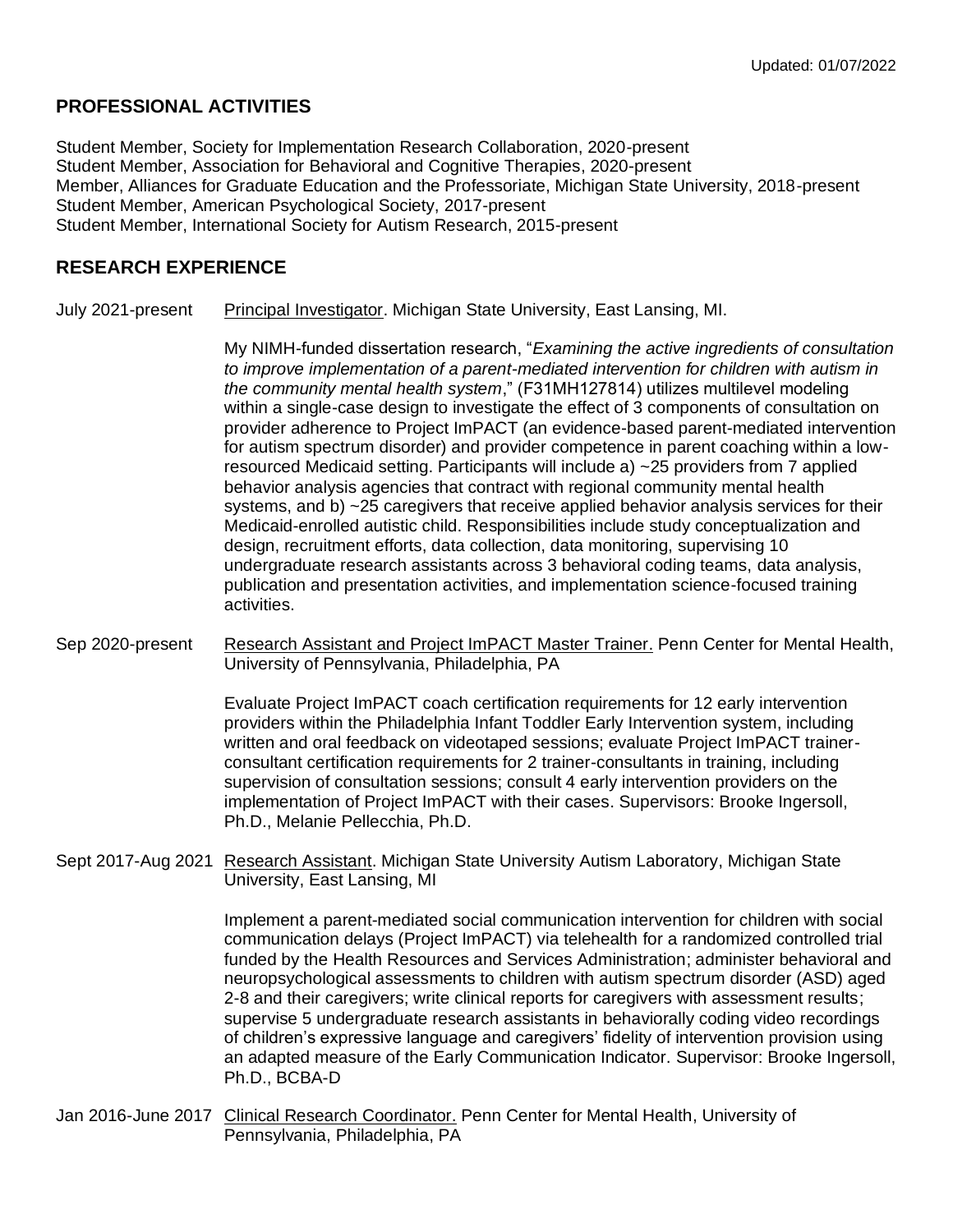Updated: 01/07/2022

## PROFESSIONAL ACTIVITIES

Student Member, Society for Implementation Research Collaboration, 2020-present
Student Member, Association for Behavioral and Cognitive Therapies, 2020-present
Member, Alliances for Graduate Education and the Professoriate, Michigan State University, 2018-present
Student Member, American Psychological Society, 2017-present
Student Member, International Society for Autism Research, 2015-present

## RESEARCH EXPERIENCE

July 2021-present Principal Investigator. Michigan State University, East Lansing, MI.

My NIMH-funded dissertation research, "*Examining the active ingredients of consultation to improve implementation of a parent-mediated intervention for children with autism in the community mental health system*," (F31MH127814) utilizes multilevel modeling within a single-case design to investigate the effect of 3 components of consultation on provider adherence to Project ImPACT (an evidence-based parent-mediated intervention for autism spectrum disorder) and provider competence in parent coaching within a low-resourced Medicaid setting. Participants will include a) ~25 providers from 7 applied behavior analysis agencies that contract with regional community mental health systems, and b) ~25 caregivers that receive applied behavior analysis services for their Medicaid-enrolled autistic child. Responsibilities include study conceptualization and design, recruitment efforts, data collection, data monitoring, supervising 10 undergraduate research assistants across 3 behavioral coding teams, data analysis, publication and presentation activities, and implementation science-focused training activities.

Sep 2020-present Research Assistant and Project ImPACT Master Trainer. Penn Center for Mental Health, University of Pennsylvania, Philadelphia, PA

Evaluate Project ImPACT coach certification requirements for 12 early intervention providers within the Philadelphia Infant Toddler Early Intervention system, including written and oral feedback on videotaped sessions; evaluate Project ImPACT trainer-consultant certification requirements for 2 trainer-consultants in training, including supervision of consultation sessions; consult 4 early intervention providers on the implementation of Project ImPACT with their cases. Supervisors: Brooke Ingersoll, Ph.D., Melanie Pellecchia, Ph.D.

Sept 2017-Aug 2021 Research Assistant. Michigan State University Autism Laboratory, Michigan State University, East Lansing, MI

Implement a parent-mediated social communication intervention for children with social communication delays (Project ImPACT) via telehealth for a randomized controlled trial funded by the Health Resources and Services Administration; administer behavioral and neuropsychological assessments to children with autism spectrum disorder (ASD) aged 2-8 and their caregivers; write clinical reports for caregivers with assessment results; supervise 5 undergraduate research assistants in behaviorally coding video recordings of children's expressive language and caregivers' fidelity of intervention provision using an adapted measure of the Early Communication Indicator. Supervisor: Brooke Ingersoll, Ph.D., BCBA-D

Jan 2016-June 2017 Clinical Research Coordinator. Penn Center for Mental Health, University of Pennsylvania, Philadelphia, PA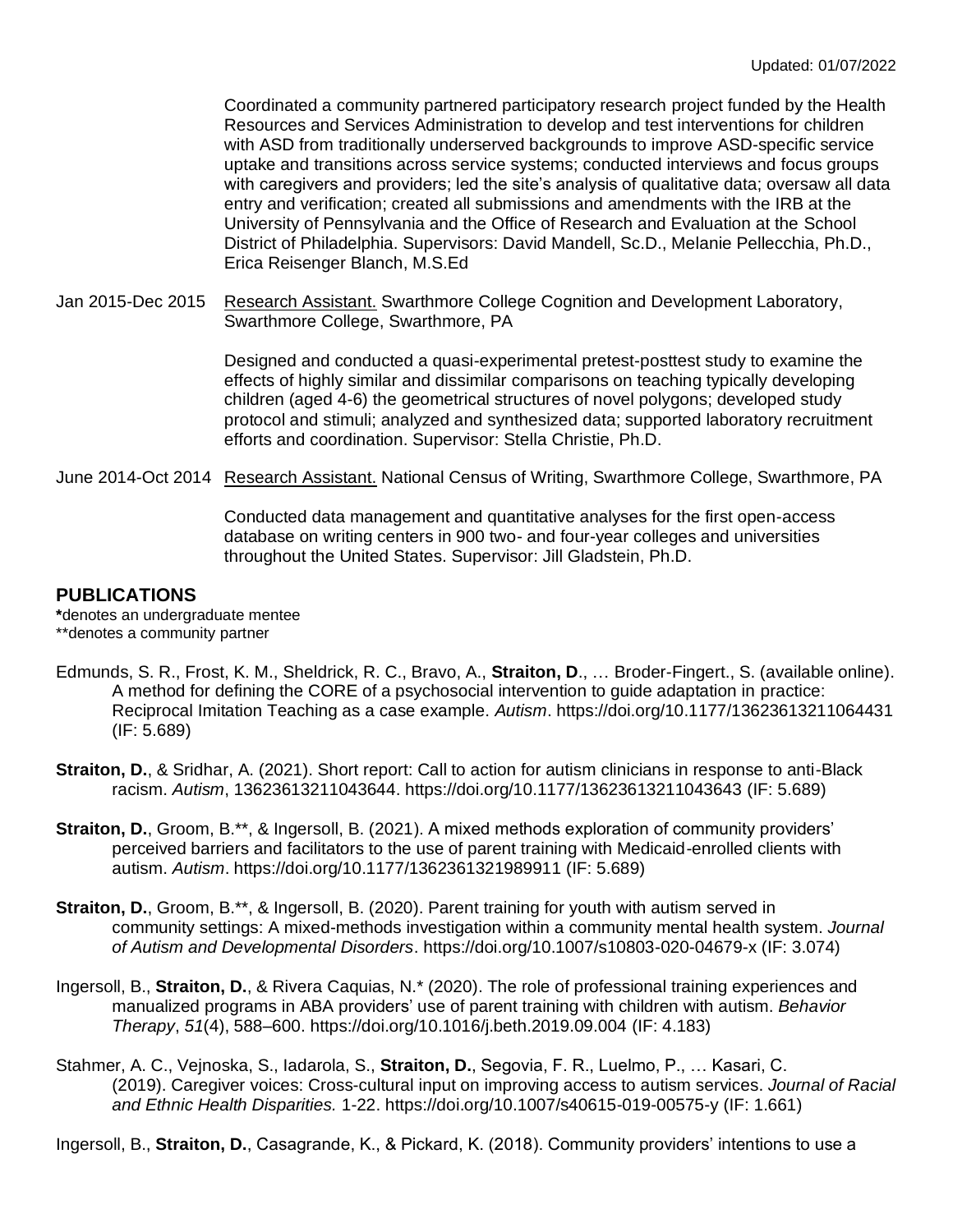Coordinated a community partnered participatory research project funded by the Health Resources and Services Administration to develop and test interventions for children with ASD from traditionally underserved backgrounds to improve ASD-specific service uptake and transitions across service systems; conducted interviews and focus groups with caregivers and providers; led the site's analysis of qualitative data; oversaw all data entry and verification; created all submissions and amendments with the IRB at the University of Pennsylvania and the Office of Research and Evaluation at the School District of Philadelphia. Supervisors: David Mandell, Sc.D., Melanie Pellecchia, Ph.D., Erica Reisenger Blanch, M.S.Ed

Jan 2015-Dec 2015 Research Assistant. Swarthmore College Cognition and Development Laboratory, Swarthmore College, Swarthmore, PA

Designed and conducted a quasi-experimental pretest-posttest study to examine the effects of highly similar and dissimilar comparisons on teaching typically developing children (aged 4-6) the geometrical structures of novel polygons; developed study protocol and stimuli; analyzed and synthesized data; supported laboratory recruitment efforts and coordination. Supervisor: Stella Christie, Ph.D.

June 2014-Oct 2014 Research Assistant. National Census of Writing, Swarthmore College, Swarthmore, PA

Conducted data management and quantitative analyses for the first open-access database on writing centers in 900 two- and four-year colleges and universities throughout the United States. Supervisor: Jill Gladstein, Ph.D.

## PUBLICATIONS

**\***denotes an undergraduate mentee
\*\*denotes a community partner

Edmunds, S. R., Frost, K. M., Sheldrick, R. C., Bravo, A., **Straiton, D**., … Broder-Fingert., S. (available online). A method for defining the CORE of a psychosocial intervention to guide adaptation in practice: Reciprocal Imitation Teaching as a case example. *Autism*. https://doi.org/10.1177/13623613211064431 (IF: 5.689)

**Straiton, D.**, & Sridhar, A. (2021). Short report: Call to action for autism clinicians in response to anti-Black racism. *Autism*, 13623613211043644. https://doi.org/10.1177/13623613211043643 (IF: 5.689)

**Straiton, D.**, Groom, B.\*\*, & Ingersoll, B. (2021). A mixed methods exploration of community providers' perceived barriers and facilitators to the use of parent training with Medicaid-enrolled clients with autism. *Autism*. https://doi.org/10.1177/1362361321989911 (IF: 5.689)

**Straiton, D.**, Groom, B.\*\*, & Ingersoll, B. (2020). Parent training for youth with autism served in community settings: A mixed-methods investigation within a community mental health system. *Journal of Autism and Developmental Disorders*. https://doi.org/10.1007/s10803-020-04679-x (IF: 3.074)

Ingersoll, B., **Straiton, D.**, & Rivera Caquias, N.\* (2020). The role of professional training experiences and manualized programs in ABA providers' use of parent training with children with autism. *Behavior Therapy*, *51*(4), 588–600. https://doi.org/10.1016/j.beth.2019.09.004 (IF: 4.183)

Stahmer, A. C., Vejnoska, S., Iadarola, S., **Straiton, D.**, Segovia, F. R., Luelmo, P., … Kasari, C. (2019). Caregiver voices: Cross-cultural input on improving access to autism services. *Journal of Racial and Ethnic Health Disparities.* 1-22. https://doi.org/10.1007/s40615-019-00575-y (IF: 1.661)

Ingersoll, B., **Straiton, D.**, Casagrande, K., & Pickard, K. (2018). Community providers' intentions to use a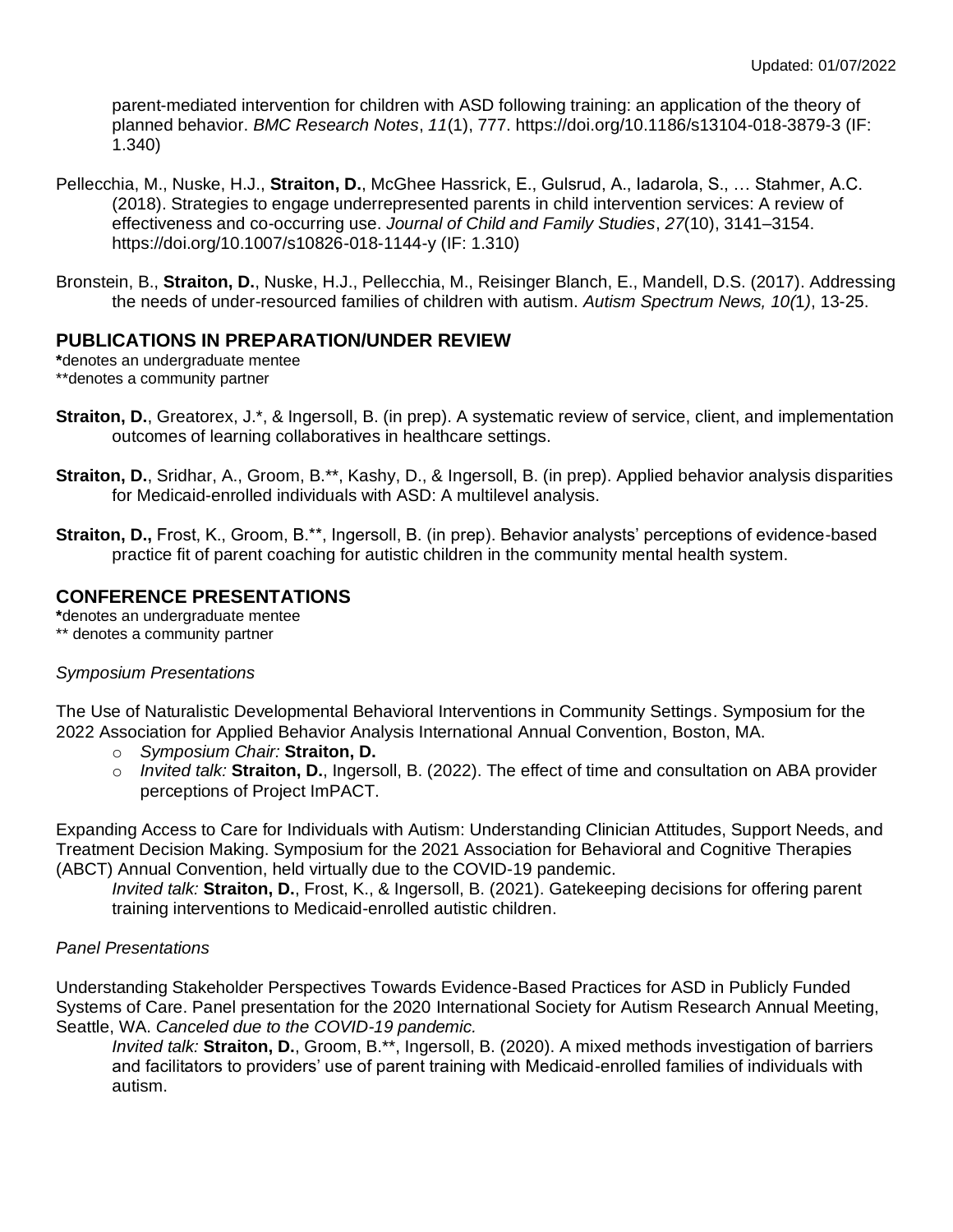parent-mediated intervention for children with ASD following training: an application of the theory of planned behavior. *BMC Research Notes*, *11*(1), 777. https://doi.org/10.1186/s13104-018-3879-3 (IF: 1.340)

Pellecchia, M., Nuske, H.J., **Straiton, D.**, McGhee Hassrick, E., Gulsrud, A., Iadarola, S., … Stahmer, A.C. (2018). Strategies to engage underrepresented parents in child intervention services: A review of effectiveness and co-occurring use. *Journal of Child and Family Studies*, *27*(10), 3141–3154. https://doi.org/10.1007/s10826-018-1144-y (IF: 1.310)

Bronstein, B., **Straiton, D.**, Nuske, H.J., Pellecchia, M., Reisinger Blanch, E., Mandell, D.S. (2017). Addressing the needs of under-resourced families of children with autism. *Autism Spectrum News, 10(*1*)*, 13-25.

## PUBLICATIONS IN PREPARATION/UNDER REVIEW

**\***denotes an undergraduate mentee
\*\*denotes a community partner

**Straiton, D.**, Greatorex, J.\*, & Ingersoll, B. (in prep). A systematic review of service, client, and implementation outcomes of learning collaboratives in healthcare settings.

**Straiton, D.**, Sridhar, A., Groom, B.\*\*, Kashy, D., & Ingersoll, B. (in prep). Applied behavior analysis disparities for Medicaid-enrolled individuals with ASD: A multilevel analysis.

**Straiton, D.,** Frost, K., Groom, B.\*\*, Ingersoll, B. (in prep). Behavior analysts' perceptions of evidence-based practice fit of parent coaching for autistic children in the community mental health system.

## CONFERENCE PRESENTATIONS

**\***denotes an undergraduate mentee
\*\* denotes a community partner

*Symposium Presentations*

The Use of Naturalistic Developmental Behavioral Interventions in Community Settings. Symposium for the 2022 Association for Applied Behavior Analysis International Annual Convention, Boston, MA.

- *Symposium Chair:* **Straiton, D.**
- *Invited talk:* **Straiton, D.**, Ingersoll, B. (2022). The effect of time and consultation on ABA provider perceptions of Project ImPACT.

Expanding Access to Care for Individuals with Autism: Understanding Clinician Attitudes, Support Needs, and Treatment Decision Making. Symposium for the 2021 Association for Behavioral and Cognitive Therapies (ABCT) Annual Convention, held virtually due to the COVID-19 pandemic.

*Invited talk:* **Straiton, D.**, Frost, K., & Ingersoll, B. (2021). Gatekeeping decisions for offering parent training interventions to Medicaid-enrolled autistic children.

*Panel Presentations*

Understanding Stakeholder Perspectives Towards Evidence-Based Practices for ASD in Publicly Funded Systems of Care. Panel presentation for the 2020 International Society for Autism Research Annual Meeting, Seattle, WA. *Canceled due to the COVID-19 pandemic.*

*Invited talk:* **Straiton, D.**, Groom, B.\*\*, Ingersoll, B. (2020). A mixed methods investigation of barriers and facilitators to providers' use of parent training with Medicaid-enrolled families of individuals with autism.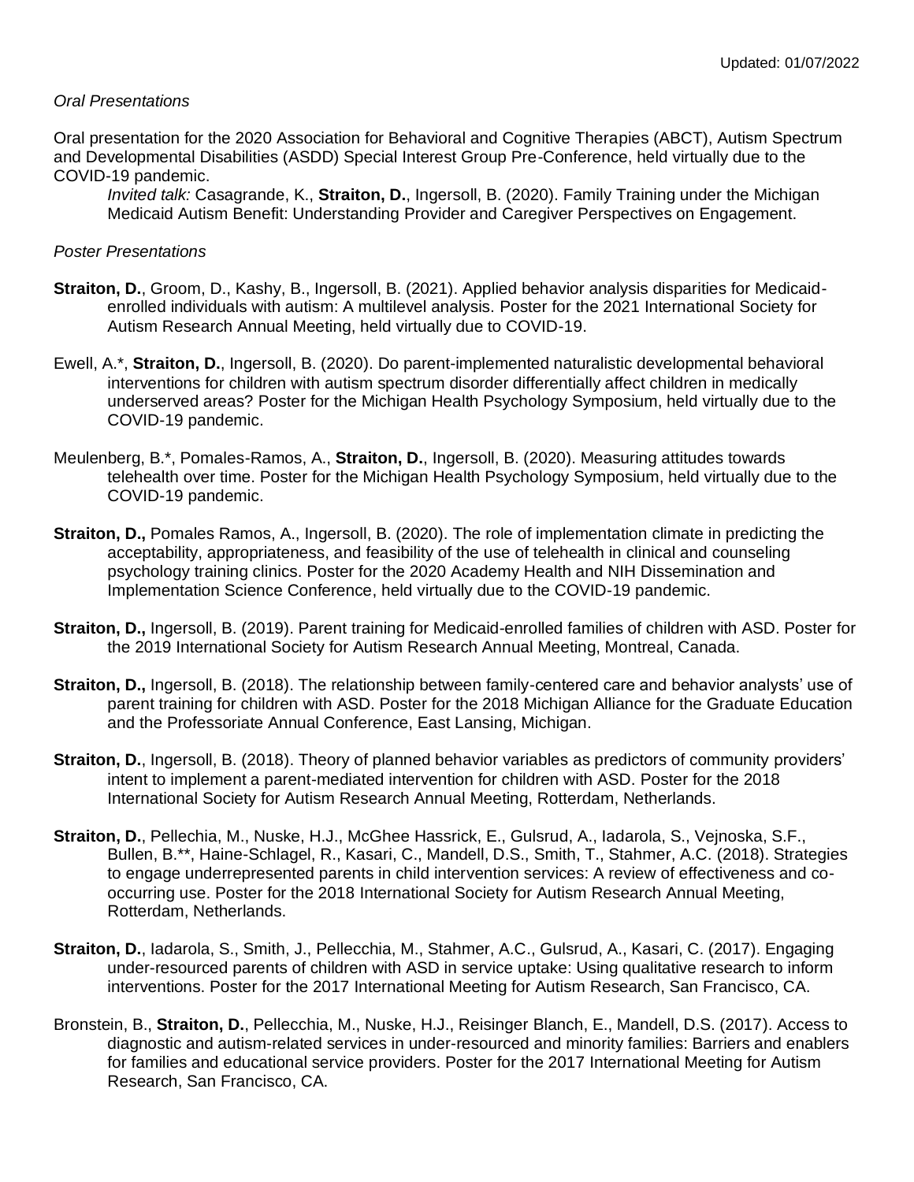*Oral Presentations*

Oral presentation for the 2020 Association for Behavioral and Cognitive Therapies (ABCT), Autism Spectrum and Developmental Disabilities (ASDD) Special Interest Group Pre-Conference, held virtually due to the COVID-19 pandemic.

*Invited talk:* Casagrande, K., **Straiton, D.**, Ingersoll, B. (2020). Family Training under the Michigan Medicaid Autism Benefit: Understanding Provider and Caregiver Perspectives on Engagement.

*Poster Presentations*

**Straiton, D.**, Groom, D., Kashy, B., Ingersoll, B. (2021). Applied behavior analysis disparities for Medicaid-enrolled individuals with autism: A multilevel analysis. Poster for the 2021 International Society for Autism Research Annual Meeting, held virtually due to COVID-19.

Ewell, A.*, **Straiton, D.**, Ingersoll, B. (2020). Do parent-implemented naturalistic developmental behavioral interventions for children with autism spectrum disorder differentially affect children in medically underserved areas? Poster for the Michigan Health Psychology Symposium, held virtually due to the COVID-19 pandemic.

Meulenberg, B.*, Pomales-Ramos, A., **Straiton, D.**, Ingersoll, B. (2020). Measuring attitudes towards telehealth over time. Poster for the Michigan Health Psychology Symposium, held virtually due to the COVID-19 pandemic.

**Straiton, D.,** Pomales Ramos, A., Ingersoll, B. (2020). The role of implementation climate in predicting the acceptability, appropriateness, and feasibility of the use of telehealth in clinical and counseling psychology training clinics. Poster for the 2020 Academy Health and NIH Dissemination and Implementation Science Conference, held virtually due to the COVID-19 pandemic.

**Straiton, D.,** Ingersoll, B. (2019). Parent training for Medicaid-enrolled families of children with ASD. Poster for the 2019 International Society for Autism Research Annual Meeting, Montreal, Canada.

**Straiton, D.,** Ingersoll, B. (2018). The relationship between family-centered care and behavior analysts' use of parent training for children with ASD. Poster for the 2018 Michigan Alliance for the Graduate Education and the Professoriate Annual Conference, East Lansing, Michigan.

**Straiton, D.**, Ingersoll, B. (2018). Theory of planned behavior variables as predictors of community providers' intent to implement a parent-mediated intervention for children with ASD. Poster for the 2018 International Society for Autism Research Annual Meeting, Rotterdam, Netherlands.

**Straiton, D.**, Pellechia, M., Nuske, H.J., McGhee Hassrick, E., Gulsrud, A., Iadarola, S., Vejnoska, S.F., Bullen, B.**, Haine-Schlagel, R., Kasari, C., Mandell, D.S., Smith, T., Stahmer, A.C. (2018). Strategies to engage underrepresented parents in child intervention services: A review of effectiveness and co-occurring use. Poster for the 2018 International Society for Autism Research Annual Meeting, Rotterdam, Netherlands.

**Straiton, D.**, Iadarola, S., Smith, J., Pellecchia, M., Stahmer, A.C., Gulsrud, A., Kasari, C. (2017). Engaging under-resourced parents of children with ASD in service uptake: Using qualitative research to inform interventions. Poster for the 2017 International Meeting for Autism Research, San Francisco, CA.

Bronstein, B., **Straiton, D.**, Pellecchia, M., Nuske, H.J., Reisinger Blanch, E., Mandell, D.S. (2017). Access to diagnostic and autism-related services in under-resourced and minority families: Barriers and enablers for families and educational service providers. Poster for the 2017 International Meeting for Autism Research, San Francisco, CA.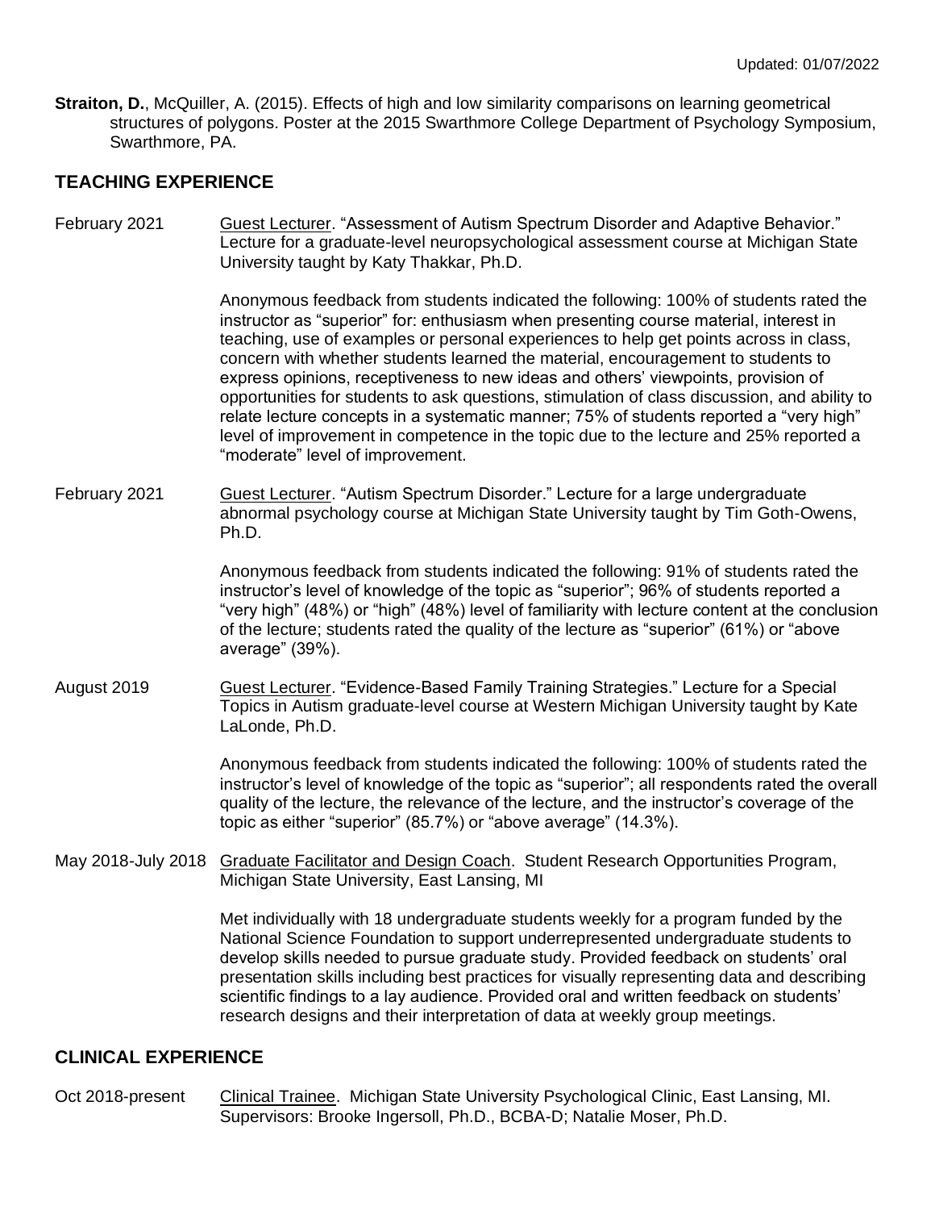Updated: 01/07/2022

**Straiton, D.**, McQuiller, A. (2015). Effects of high and low similarity comparisons on learning geometrical structures of polygons. Poster at the 2015 Swarthmore College Department of Psychology Symposium, Swarthmore, PA.

## TEACHING EXPERIENCE

February 2021 — Guest Lecturer. "Assessment of Autism Spectrum Disorder and Adaptive Behavior." Lecture for a graduate-level neuropsychological assessment course at Michigan State University taught by Katy Thakkar, Ph.D.

Anonymous feedback from students indicated the following: 100% of students rated the instructor as "superior" for: enthusiasm when presenting course material, interest in teaching, use of examples or personal experiences to help get points across in class, concern with whether students learned the material, encouragement to students to express opinions, receptiveness to new ideas and others' viewpoints, provision of opportunities for students to ask questions, stimulation of class discussion, and ability to relate lecture concepts in a systematic manner; 75% of students reported a "very high" level of improvement in competence in the topic due to the lecture and 25% reported a "moderate" level of improvement.

February 2021 — Guest Lecturer. "Autism Spectrum Disorder." Lecture for a large undergraduate abnormal psychology course at Michigan State University taught by Tim Goth-Owens, Ph.D.

Anonymous feedback from students indicated the following: 91% of students rated the instructor's level of knowledge of the topic as "superior"; 96% of students reported a "very high" (48%) or "high" (48%) level of familiarity with lecture content at the conclusion of the lecture; students rated the quality of the lecture as "superior" (61%) or "above average" (39%).

August 2019 — Guest Lecturer. "Evidence-Based Family Training Strategies." Lecture for a Special Topics in Autism graduate-level course at Western Michigan University taught by Kate LaLonde, Ph.D.

Anonymous feedback from students indicated the following: 100% of students rated the instructor's level of knowledge of the topic as "superior"; all respondents rated the overall quality of the lecture, the relevance of the lecture, and the instructor's coverage of the topic as either "superior" (85.7%) or "above average" (14.3%).

May 2018-July 2018 — Graduate Facilitator and Design Coach. Student Research Opportunities Program, Michigan State University, East Lansing, MI

Met individually with 18 undergraduate students weekly for a program funded by the National Science Foundation to support underrepresented undergraduate students to develop skills needed to pursue graduate study. Provided feedback on students' oral presentation skills including best practices for visually representing data and describing scientific findings to a lay audience. Provided oral and written feedback on students' research designs and their interpretation of data at weekly group meetings.

## CLINICAL EXPERIENCE

Oct 2018-present — Clinical Trainee. Michigan State University Psychological Clinic, East Lansing, MI. Supervisors: Brooke Ingersoll, Ph.D., BCBA-D; Natalie Moser, Ph.D.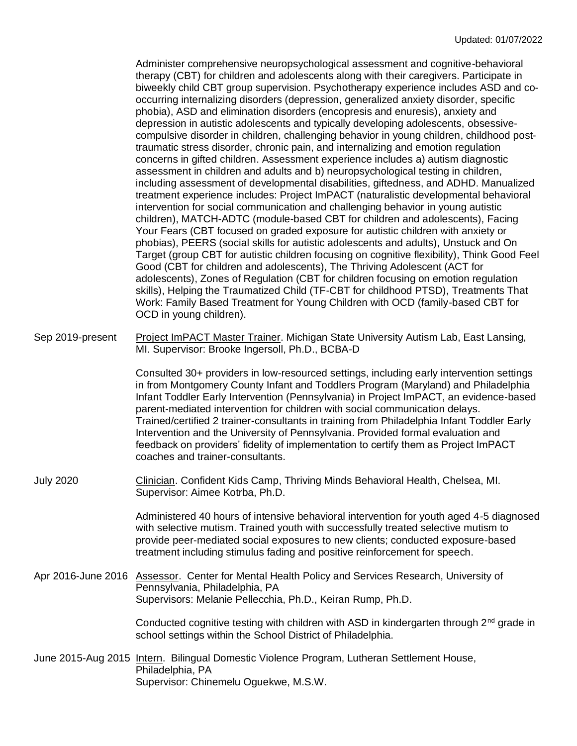Updated: 01/07/2022

Administer comprehensive neuropsychological assessment and cognitive-behavioral therapy (CBT) for children and adolescents along with their caregivers. Participate in biweekly child CBT group supervision. Psychotherapy experience includes ASD and co-occurring internalizing disorders (depression, generalized anxiety disorder, specific phobia), ASD and elimination disorders (encopresis and enuresis), anxiety and depression in autistic adolescents and typically developing adolescents, obsessive-compulsive disorder in children, challenging behavior in young children, childhood post-traumatic stress disorder, chronic pain, and internalizing and emotion regulation concerns in gifted children. Assessment experience includes a) autism diagnostic assessment in children and adults and b) neuropsychological testing in children, including assessment of developmental disabilities, giftedness, and ADHD. Manualized treatment experience includes: Project ImPACT (naturalistic developmental behavioral intervention for social communication and challenging behavior in young autistic children), MATCH-ADTC (module-based CBT for children and adolescents), Facing Your Fears (CBT focused on graded exposure for autistic children with anxiety or phobias), PEERS (social skills for autistic adolescents and adults), Unstuck and On Target (group CBT for autistic children focusing on cognitive flexibility), Think Good Feel Good (CBT for children and adolescents), The Thriving Adolescent (ACT for adolescents), Zones of Regulation (CBT for children focusing on emotion regulation skills), Helping the Traumatized Child (TF-CBT for childhood PTSD), Treatments That Work: Family Based Treatment for Young Children with OCD (family-based CBT for OCD in young children).

Sep 2019-present — Project ImPACT Master Trainer. Michigan State University Autism Lab, East Lansing, MI. Supervisor: Brooke Ingersoll, Ph.D., BCBA-D

Consulted 30+ providers in low-resourced settings, including early intervention settings in from Montgomery County Infant and Toddlers Program (Maryland) and Philadelphia Infant Toddler Early Intervention (Pennsylvania) in Project ImPACT, an evidence-based parent-mediated intervention for children with social communication delays. Trained/certified 2 trainer-consultants in training from Philadelphia Infant Toddler Early Intervention and the University of Pennsylvania. Provided formal evaluation and feedback on providers' fidelity of implementation to certify them as Project ImPACT coaches and trainer-consultants.

July 2020 — Clinician. Confident Kids Camp, Thriving Minds Behavioral Health, Chelsea, MI. Supervisor: Aimee Kotrba, Ph.D.

Administered 40 hours of intensive behavioral intervention for youth aged 4-5 diagnosed with selective mutism. Trained youth with successfully treated selective mutism to provide peer-mediated social exposures to new clients; conducted exposure-based treatment including stimulus fading and positive reinforcement for speech.

Apr 2016-June 2016 — Assessor. Center for Mental Health Policy and Services Research, University of Pennsylvania, Philadelphia, PA
Supervisors: Melanie Pellecchia, Ph.D., Keiran Rump, Ph.D.

Conducted cognitive testing with children with ASD in kindergarten through 2nd grade in school settings within the School District of Philadelphia.

June 2015-Aug 2015 — Intern. Bilingual Domestic Violence Program, Lutheran Settlement House, Philadelphia, PA
Supervisor: Chinemelu Oguekwe, M.S.W.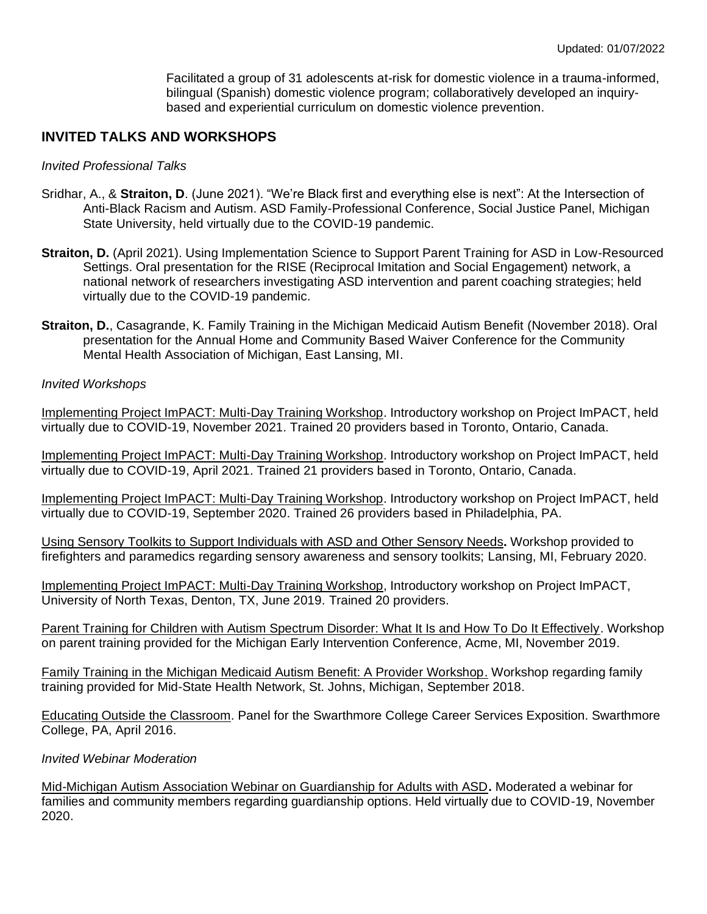Updated: 01/07/2022

Facilitated a group of 31 adolescents at-risk for domestic violence in a trauma-informed, bilingual (Spanish) domestic violence program; collaboratively developed an inquiry-based and experiential curriculum on domestic violence prevention.

## INVITED TALKS AND WORKSHOPS

*Invited Professional Talks*

Sridhar, A., & **Straiton, D**. (June 2021). "We're Black first and everything else is next": At the Intersection of Anti-Black Racism and Autism. ASD Family-Professional Conference, Social Justice Panel, Michigan State University, held virtually due to the COVID-19 pandemic.

**Straiton, D.** (April 2021). Using Implementation Science to Support Parent Training for ASD in Low-Resourced Settings. Oral presentation for the RISE (Reciprocal Imitation and Social Engagement) network, a national network of researchers investigating ASD intervention and parent coaching strategies; held virtually due to the COVID-19 pandemic.

**Straiton, D.**, Casagrande, K. Family Training in the Michigan Medicaid Autism Benefit (November 2018). Oral presentation for the Annual Home and Community Based Waiver Conference for the Community Mental Health Association of Michigan, East Lansing, MI.

*Invited Workshops*

Implementing Project ImPACT: Multi-Day Training Workshop. Introductory workshop on Project ImPACT, held virtually due to COVID-19, November 2021. Trained 20 providers based in Toronto, Ontario, Canada.

Implementing Project ImPACT: Multi-Day Training Workshop. Introductory workshop on Project ImPACT, held virtually due to COVID-19, April 2021. Trained 21 providers based in Toronto, Ontario, Canada.

Implementing Project ImPACT: Multi-Day Training Workshop. Introductory workshop on Project ImPACT, held virtually due to COVID-19, September 2020. Trained 26 providers based in Philadelphia, PA.

Using Sensory Toolkits to Support Individuals with ASD and Other Sensory Needs**.** Workshop provided to firefighters and paramedics regarding sensory awareness and sensory toolkits; Lansing, MI, February 2020.

Implementing Project ImPACT: Multi-Day Training Workshop, Introductory workshop on Project ImPACT, University of North Texas, Denton, TX, June 2019. Trained 20 providers.

Parent Training for Children with Autism Spectrum Disorder: What It Is and How To Do It Effectively. Workshop on parent training provided for the Michigan Early Intervention Conference, Acme, MI, November 2019.

Family Training in the Michigan Medicaid Autism Benefit: A Provider Workshop. Workshop regarding family training provided for Mid-State Health Network, St. Johns, Michigan, September 2018.

Educating Outside the Classroom. Panel for the Swarthmore College Career Services Exposition. Swarthmore College, PA, April 2016.

*Invited Webinar Moderation*

Mid-Michigan Autism Association Webinar on Guardianship for Adults with ASD**.** Moderated a webinar for families and community members regarding guardianship options. Held virtually due to COVID-19, November 2020.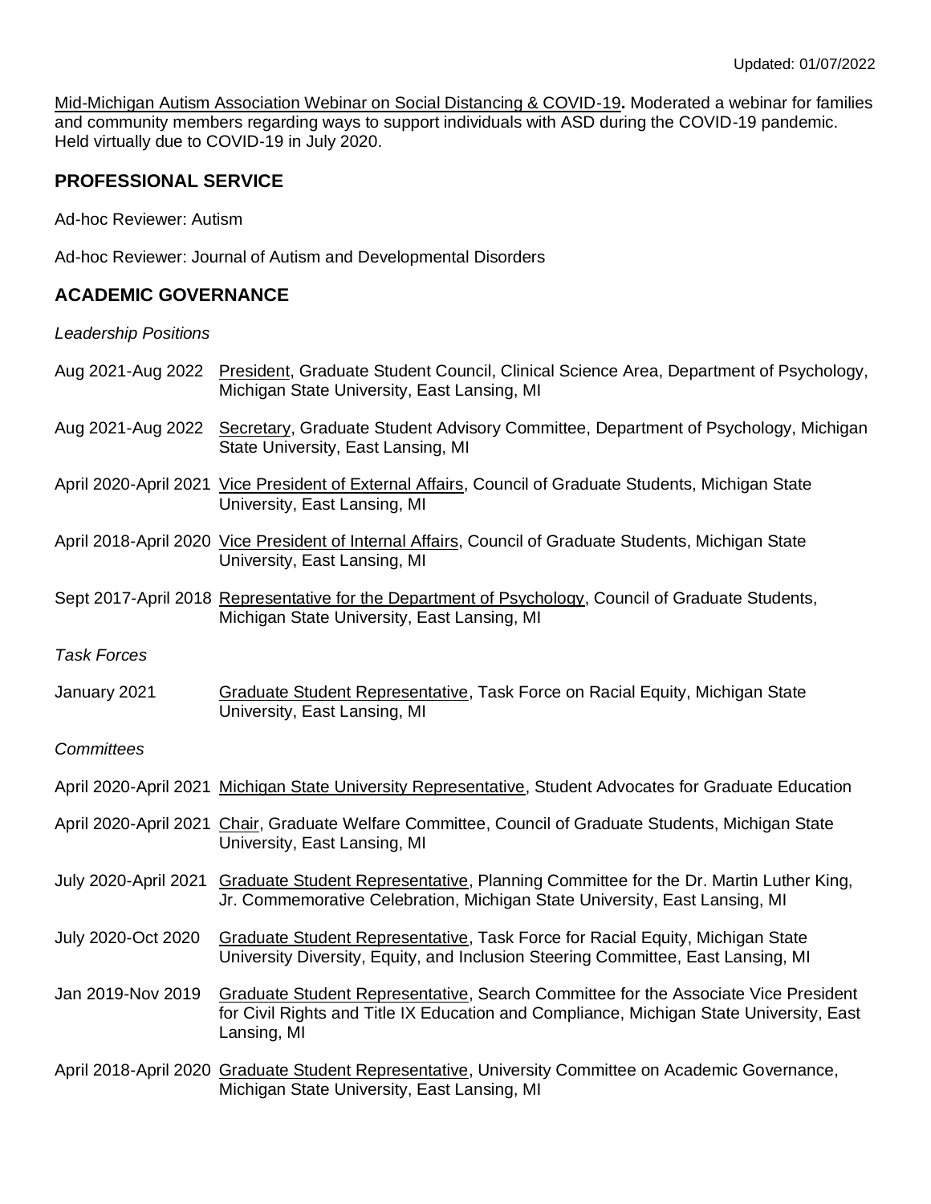Mid-Michigan Autism Association Webinar on Social Distancing & COVID-19**.** Moderated a webinar for families and community members regarding ways to support individuals with ASD during the COVID-19 pandemic. Held virtually due to COVID-19 in July 2020.

## PROFESSIONAL SERVICE

Ad-hoc Reviewer: Autism

Ad-hoc Reviewer: Journal of Autism and Developmental Disorders

## ACADEMIC GOVERNANCE

*Leadership Positions*

Aug 2021-Aug 2022 President, Graduate Student Council, Clinical Science Area, Department of Psychology, Michigan State University, East Lansing, MI

Aug 2021-Aug 2022 Secretary, Graduate Student Advisory Committee, Department of Psychology, Michigan State University, East Lansing, MI

April 2020-April 2021 Vice President of External Affairs, Council of Graduate Students, Michigan State University, East Lansing, MI

April 2018-April 2020 Vice President of Internal Affairs, Council of Graduate Students, Michigan State University, East Lansing, MI

Sept 2017-April 2018 Representative for the Department of Psychology, Council of Graduate Students, Michigan State University, East Lansing, MI

*Task Forces*

January 2021 Graduate Student Representative, Task Force on Racial Equity, Michigan State University, East Lansing, MI

*Committees*

April 2020-April 2021 Michigan State University Representative, Student Advocates for Graduate Education

April 2020-April 2021 Chair, Graduate Welfare Committee, Council of Graduate Students, Michigan State University, East Lansing, MI

July 2020-April 2021 Graduate Student Representative, Planning Committee for the Dr. Martin Luther King, Jr. Commemorative Celebration, Michigan State University, East Lansing, MI

July 2020-Oct 2020 Graduate Student Representative, Task Force for Racial Equity, Michigan State University Diversity, Equity, and Inclusion Steering Committee, East Lansing, MI

Jan 2019-Nov 2019 Graduate Student Representative, Search Committee for the Associate Vice President for Civil Rights and Title IX Education and Compliance, Michigan State University, East Lansing, MI

April 2018-April 2020 Graduate Student Representative, University Committee on Academic Governance, Michigan State University, East Lansing, MI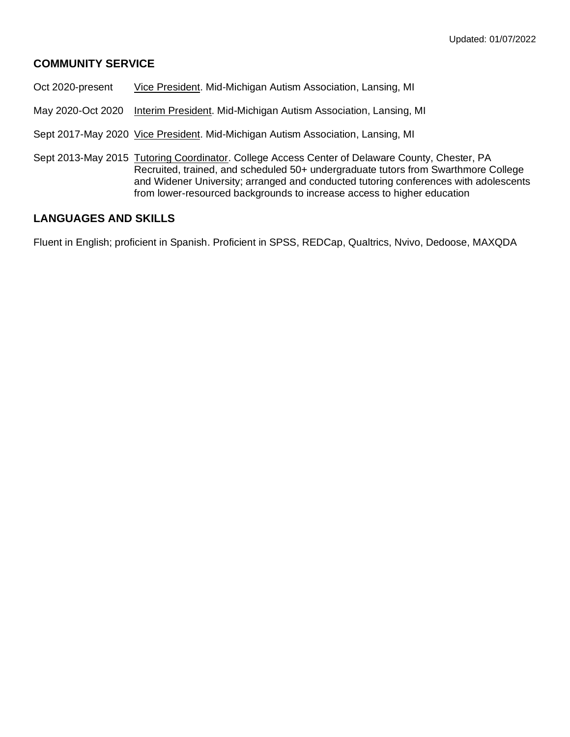## COMMUNITY SERVICE

Oct 2020-present — Vice President. Mid-Michigan Autism Association, Lansing, MI

May 2020-Oct 2020 — Interim President. Mid-Michigan Autism Association, Lansing, MI

Sept 2017-May 2020 — Vice President. Mid-Michigan Autism Association, Lansing, MI

Sept 2013-May 2015 — Tutoring Coordinator. College Access Center of Delaware County, Chester, PA
Recruited, trained, and scheduled 50+ undergraduate tutors from Swarthmore College and Widener University; arranged and conducted tutoring conferences with adolescents from lower-resourced backgrounds to increase access to higher education

## LANGUAGES AND SKILLS

Fluent in English; proficient in Spanish. Proficient in SPSS, REDCap, Qualtrics, Nvivo, Dedoose, MAXQDA